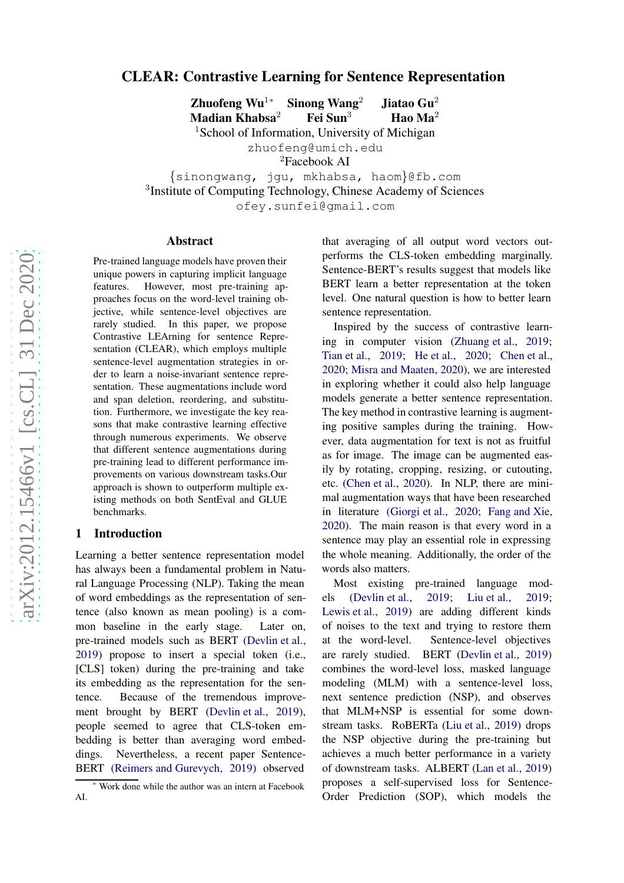# CLEAR: Contrastive Learning for Sentence Representation

**Zhuofeng Wu**[1]* **Sinong Wang**[2] **Jiatao Gu**[2]
**Madian Khabsa**[2] **Fei Sun**[3] **Hao Ma**[2]

[1]School of Information, University of Michigan
zhuofeng@umich.edu
[2]Facebook AI
{sinongwang, jgu, mkhabsa, haom}@fb.com
[3]Institute of Computing Technology, Chinese Academy of Sciences
ofey.sunfei@gmail.com

## Abstract

Pre-trained language models have proven their unique powers in capturing implicit language features. However, most pre-training approaches focus on the word-level training objective, while sentence-level objectives are rarely studied. In this paper, we propose Contrastive LEArning for sentence Representation (CLEAR), which employs multiple sentence-level augmentation strategies in order to learn a noise-invariant sentence representation. These augmentations include word and span deletion, reordering, and substitution. Furthermore, we investigate the key reasons that make contrastive learning effective through numerous experiments. We observe that different sentence augmentations during pre-training lead to different performance improvements on various downstream tasks.Our approach is shown to outperform multiple existing methods on both SentEval and GLUE benchmarks.

## 1 Introduction

Learning a better sentence representation model has always been a fundamental problem in Natural Language Processing (NLP). Taking the mean of word embeddings as the representation of sentence (also known as mean pooling) is a common baseline in the early stage. Later on, pre-trained models such as BERT (Devlin et al., 2019) propose to insert a special token (i.e., [CLS] token) during the pre-training and take its embedding as the representation for the sentence. Because of the tremendous improvement brought by BERT (Devlin et al., 2019), people seemed to agree that CLS-token embedding is better than averaging word embeddings. Nevertheless, a recent paper Sentence-BERT (Reimers and Gurevych, 2019) observed that averaging of all output word vectors outperforms the CLS-token embedding marginally. Sentence-BERT's results suggest that models like BERT learn a better representation at the token level. One natural question is how to better learn sentence representation.

Inspired by the success of contrastive learning in computer vision (Zhuang et al., 2019; Tian et al., 2019; He et al., 2020; Chen et al., 2020; Misra and Maaten, 2020), we are interested in exploring whether it could also help language models generate a better sentence representation. The key method in contrastive learning is augmenting positive samples during the training. However, data augmentation for text is not as fruitful as for image. The image can be augmented easily by rotating, cropping, resizing, or cutouting, etc. (Chen et al., 2020). In NLP, there are minimal augmentation ways that have been researched in literature (Giorgi et al., 2020; Fang and Xie, 2020). The main reason is that every word in a sentence may play an essential role in expressing the whole meaning. Additionally, the order of the words also matters.

Most existing pre-trained language models (Devlin et al., 2019; Liu et al., 2019; Lewis et al., 2019) are adding different kinds of noises to the text and trying to restore them at the word-level. Sentence-level objectives are rarely studied. BERT (Devlin et al., 2019) combines the word-level loss, masked language modeling (MLM) with a sentence-level loss, next sentence prediction (NSP), and observes that MLM+NSP is essential for some downstream tasks. RoBERTa (Liu et al., 2019) drops the NSP objective during the pre-training but achieves a much better performance in a variety of downstream tasks. ALBERT (Lan et al., 2019) proposes a self-supervised loss for Sentence-Order Prediction (SOP), which models the

* Work done while the author was an intern at Facebook AI.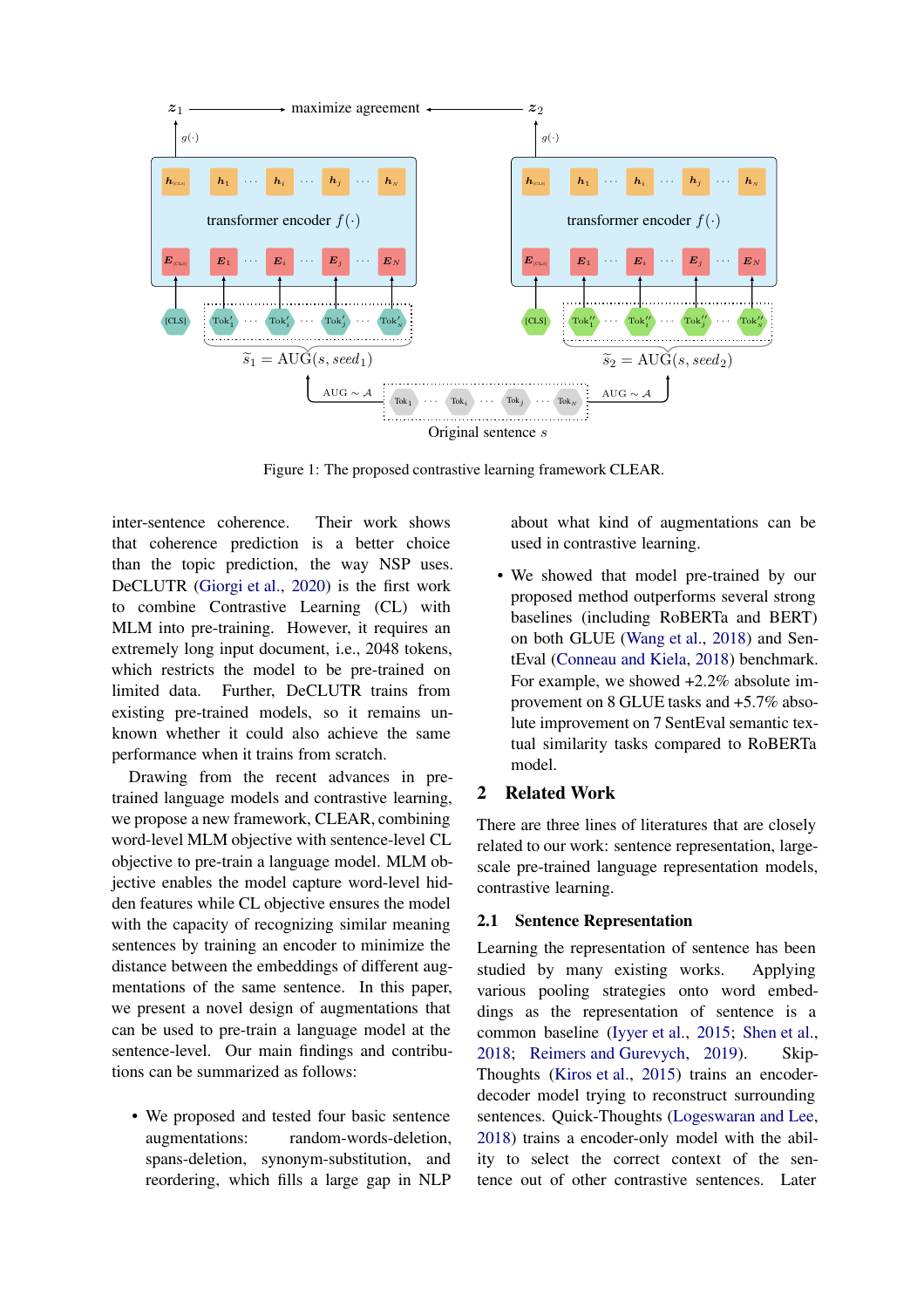Figure 1: The proposed contrastive learning framework CLEAR.

inter-sentence coherence. Their work shows that coherence prediction is a better choice than the topic prediction, the way NSP uses. DeCLUTR (Giorgi et al., 2020) is the first work to combine Contrastive Learning (CL) with MLM into pre-training. However, it requires an extremely long input document, i.e., 2048 tokens, which restricts the model to be pre-trained on limited data. Further, DeCLUTR trains from existing pre-trained models, so it remains unknown whether it could also achieve the same performance when it trains from scratch.

Drawing from the recent advances in pre-trained language models and contrastive learning, we propose a new framework, CLEAR, combining word-level MLM objective with sentence-level CL objective to pre-train a language model. MLM objective enables the model capture word-level hidden features while CL objective ensures the model with the capacity of recognizing similar meaning sentences by training an encoder to minimize the distance between the embeddings of different augmentations of the same sentence. In this paper, we present a novel design of augmentations that can be used to pre-train a language model at the sentence-level. Our main findings and contributions can be summarized as follows:

- We proposed and tested four basic sentence augmentations: random-words-deletion, spans-deletion, synonym-substitution, and reordering, which fills a large gap in NLP about what kind of augmentations can be used in contrastive learning.
- We showed that model pre-trained by our proposed method outperforms several strong baselines (including RoBERTa and BERT) on both GLUE (Wang et al., 2018) and SentEval (Conneau and Kiela, 2018) benchmark. For example, we showed +2.2% absolute improvement on 8 GLUE tasks and +5.7% absolute improvement on 7 SentEval semantic textual similarity tasks compared to RoBERTa model.

## 2 Related Work

There are three lines of literatures that are closely related to our work: sentence representation, large-scale pre-trained language representation models, contrastive learning.

### 2.1 Sentence Representation

Learning the representation of sentence has been studied by many existing works. Applying various pooling strategies onto word embeddings as the representation of sentence is a common baseline (Iyyer et al., 2015; Shen et al., 2018; Reimers and Gurevych, 2019). Skip-Thoughts (Kiros et al., 2015) trains an encoder-decoder model trying to reconstruct surrounding sentences. Quick-Thoughts (Logeswaran and Lee, 2018) trains a encoder-only model with the ability to select the correct context of the sentence out of other contrastive sentences. Later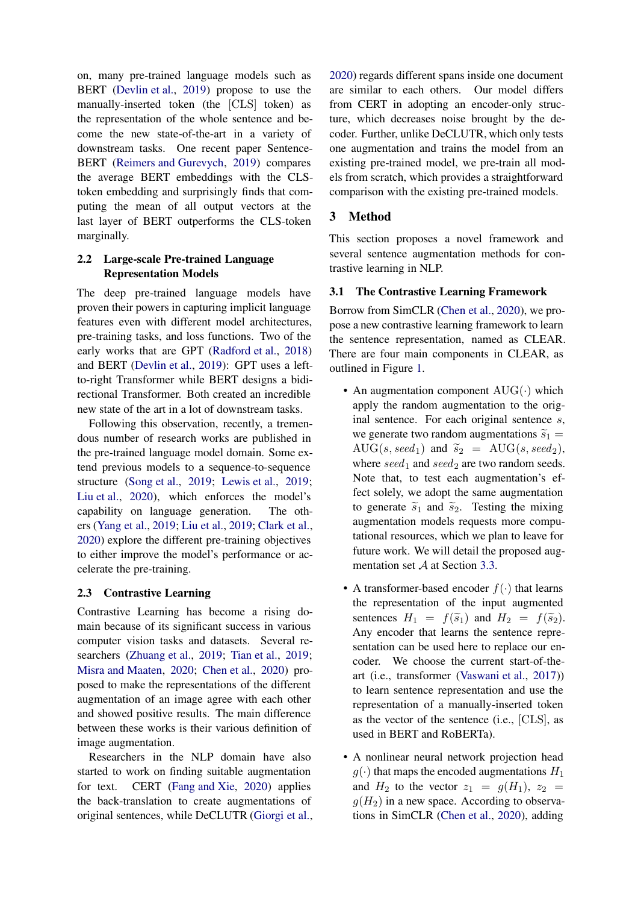on, many pre-trained language models such as BERT (Devlin et al., 2019) propose to use the manually-inserted token (the [CLS] token) as the representation of the whole sentence and become the new state-of-the-art in a variety of downstream tasks. One recent paper Sentence-BERT (Reimers and Gurevych, 2019) compares the average BERT embeddings with the CLS-token embedding and surprisingly finds that computing the mean of all output vectors at the last layer of BERT outperforms the CLS-token marginally.

### 2.2 Large-scale Pre-trained Language Representation Models

The deep pre-trained language models have proven their powers in capturing implicit language features even with different model architectures, pre-training tasks, and loss functions. Two of the early works that are GPT (Radford et al., 2018) and BERT (Devlin et al., 2019): GPT uses a left-to-right Transformer while BERT designs a bidirectional Transformer. Both created an incredible new state of the art in a lot of downstream tasks.

Following this observation, recently, a tremendous number of research works are published in the pre-trained language model domain. Some extend previous models to a sequence-to-sequence structure (Song et al., 2019; Lewis et al., 2019; Liu et al., 2020), which enforces the model's capability on language generation. The others (Yang et al., 2019; Liu et al., 2019; Clark et al., 2020) explore the different pre-training objectives to either improve the model's performance or accelerate the pre-training.

### 2.3 Contrastive Learning

Contrastive Learning has become a rising domain because of its significant success in various computer vision tasks and datasets. Several researchers (Zhuang et al., 2019; Tian et al., 2019; Misra and Maaten, 2020; Chen et al., 2020) proposed to make the representations of the different augmentation of an image agree with each other and showed positive results. The main difference between these works is their various definition of image augmentation.

Researchers in the NLP domain have also started to work on finding suitable augmentation for text. CERT (Fang and Xie, 2020) applies the back-translation to create augmentations of original sentences, while DeCLUTR (Giorgi et al., 2020) regards different spans inside one document are similar to each others. Our model differs from CERT in adopting an encoder-only structure, which decreases noise brought by the decoder. Further, unlike DeCLUTR, which only tests one augmentation and trains the model from an existing pre-trained model, we pre-train all models from scratch, which provides a straightforward comparison with the existing pre-trained models.

## 3 Method

This section proposes a novel framework and several sentence augmentation methods for contrastive learning in NLP.

### 3.1 The Contrastive Learning Framework

Borrow from SimCLR (Chen et al., 2020), we propose a new contrastive learning framework to learn the sentence representation, named as CLEAR. There are four main components in CLEAR, as outlined in Figure 1.

- An augmentation component $\mathrm{AUG}(\cdot)$ which apply the random augmentation to the original sentence. For each original sentence $s$, we generate two random augmentations $\widetilde{s}_1 = \mathrm{AUG}(s, seed_1)$ and $\widetilde{s}_2 = \mathrm{AUG}(s, seed_2)$, where $seed_1$ and $seed_2$ are two random seeds. Note that, to test each augmentation's effect solely, we adopt the same augmentation to generate $\widetilde{s}_1$ and $\widetilde{s}_2$. Testing the mixing augmentation models requests more computational resources, which we plan to leave for future work. We will detail the proposed augmentation set $\mathcal{A}$ at Section 3.3.

- A transformer-based encoder $f(\cdot)$ that learns the representation of the input augmented sentences $H_1 = f(\widetilde{s}_1)$ and $H_2 = f(\widetilde{s}_2)$. Any encoder that learns the sentence representation can be used here to replace our encoder. We choose the current start-of-the-art (i.e., transformer (Vaswani et al., 2017)) to learn sentence representation and use the representation of a manually-inserted token as the vector of the sentence (i.e., [CLS], as used in BERT and RoBERTa).

- A nonlinear neural network projection head $g(\cdot)$ that maps the encoded augmentations $H_1$ and $H_2$ to the vector $z_1 = g(H_1)$, $z_2 = g(H_2)$ in a new space. According to observations in SimCLR (Chen et al., 2020), adding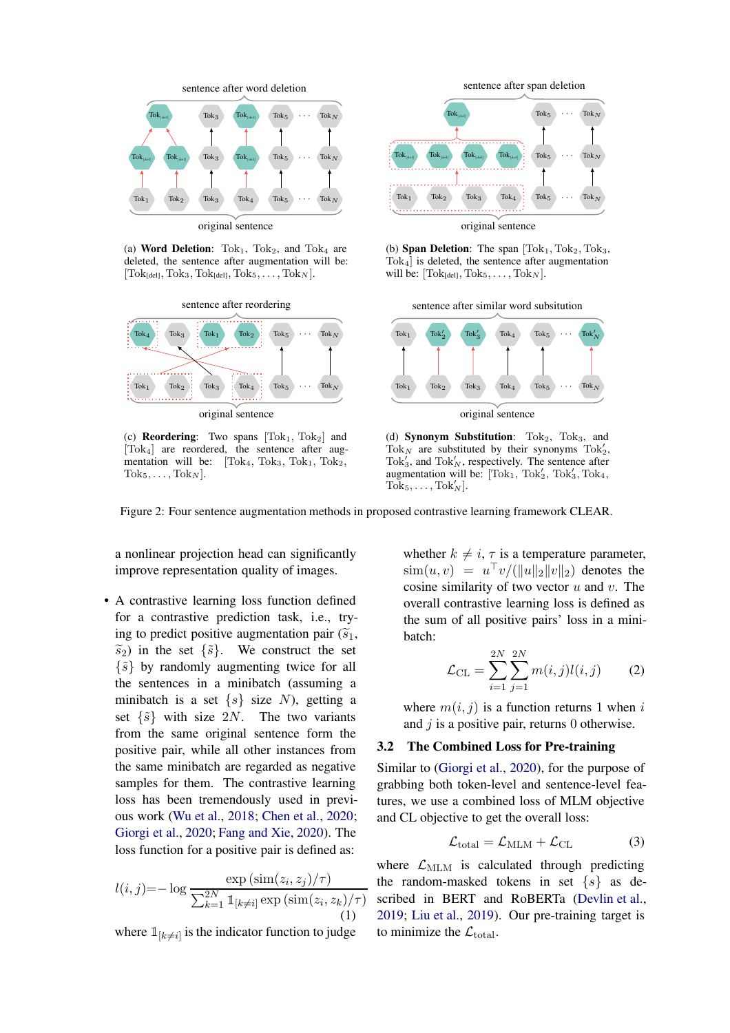(a) **Word Deletion**: $\text{Tok}_1$, $\text{Tok}_2$, and $\text{Tok}_4$ are deleted, the sentence after augmentation will be: $[\text{Tok}_{[\text{del}]}, \text{Tok}_3, \text{Tok}_{[\text{del}]}, \text{Tok}_5, \ldots, \text{Tok}_N]$.

(b) **Span Deletion**: The span $[\text{Tok}_1, \text{Tok}_2, \text{Tok}_3, \text{Tok}_4]$ is deleted, the sentence after augmentation will be: $[\text{Tok}_{[\text{del}]}, \text{Tok}_5, \ldots, \text{Tok}_N]$.

(c) **Reordering**: Two spans $[\text{Tok}_1, \text{Tok}_2]$ and $[\text{Tok}_4]$ are reordered, the sentence after augmentation will be: $[\text{Tok}_4, \text{Tok}_3, \text{Tok}_1, \text{Tok}_2, \text{Tok}_5, \ldots, \text{Tok}_N]$.

(d) **Synonym Substitution**: $\text{Tok}_2$, $\text{Tok}_3$, and $\text{Tok}_N$ are substituted by their synonyms $\text{Tok}'_2$, $\text{Tok}'_3$, and $\text{Tok}'_N$, respectively. The sentence after augmentation will be: $[\text{Tok}_1, \text{Tok}'_2, \text{Tok}'_3, \text{Tok}_4, \text{Tok}_5, \ldots, \text{Tok}'_N]$.

Figure 2: Four sentence augmentation methods in proposed contrastive learning framework CLEAR.

a nonlinear projection head can significantly improve representation quality of images.

- A contrastive learning loss function defined for a contrastive prediction task, i.e., trying to predict positive augmentation pair ($\tilde{s}_1$, $\tilde{s}_2$) in the set $\{\tilde{s}\}$. We construct the set $\{\tilde{s}\}$ by randomly augmenting twice for all the sentences in a minibatch (assuming a minibatch is a set $\{s\}$ size $N$), getting a set $\{\tilde{s}\}$ with size $2N$. The two variants from the same original sentence form the positive pair, while all other instances from the same minibatch are regarded as negative samples for them. The contrastive learning loss has been tremendously used in previous work (Wu et al., 2018; Chen et al., 2020; Giorgi et al., 2020; Fang and Xie, 2020). The loss function for a positive pair is defined as:

$$l(i,j) = -\log \frac{\exp\left(\text{sim}(z_i, z_j)/\tau\right)}{\sum_{k=1}^{2N} \mathbb{1}_{[k \neq i]} \exp\left(\text{sim}(z_i, z_k)/\tau\right)} \tag{1}$$

where $\mathbb{1}_{[k \neq i]}$ is the indicator function to judge whether $k \neq i$, $\tau$ is a temperature parameter, $\text{sim}(u, v) = u^\top v/(\|u\|_2\|v\|_2)$ denotes the cosine similarity of two vector $u$ and $v$. The overall contrastive learning loss is defined as the sum of all positive pairs' loss in a mini-batch:

$$\mathcal{L}_{\text{CL}} = \sum_{i=1}^{2N} \sum_{j=1}^{2N} m(i,j) l(i,j) \tag{2}$$

where $m(i, j)$ is a function returns 1 when $i$ and $j$ is a positive pair, returns 0 otherwise.

### 3.2 The Combined Loss for Pre-training

Similar to (Giorgi et al., 2020), for the purpose of grabbing both token-level and sentence-level features, we use a combined loss of MLM objective and CL objective to get the overall loss:

$$\mathcal{L}_{\text{total}} = \mathcal{L}_{\text{MLM}} + \mathcal{L}_{\text{CL}} \tag{3}$$

where $\mathcal{L}_{\text{MLM}}$ is calculated through predicting the random-masked tokens in set $\{s\}$ as described in BERT and RoBERTa (Devlin et al., 2019; Liu et al., 2019). Our pre-training target is to minimize the $\mathcal{L}_{\text{total}}$.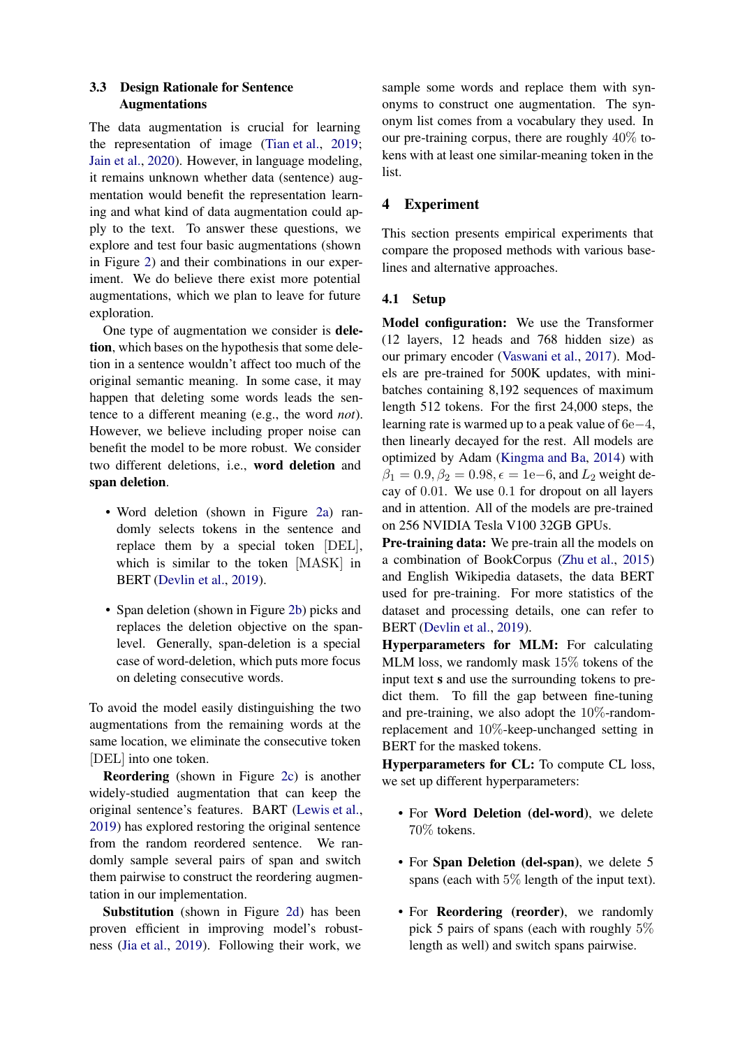### 3.3 Design Rationale for Sentence Augmentations

The data augmentation is crucial for learning the representation of image (Tian et al., 2019; Jain et al., 2020). However, in language modeling, it remains unknown whether data (sentence) augmentation would benefit the representation learning and what kind of data augmentation could apply to the text. To answer these questions, we explore and test four basic augmentations (shown in Figure 2) and their combinations in our experiment. We do believe there exist more potential augmentations, which we plan to leave for future exploration.

One type of augmentation we consider is **deletion**, which bases on the hypothesis that some deletion in a sentence wouldn't affect too much of the original semantic meaning. In some case, it may happen that deleting some words leads the sentence to a different meaning (e.g., the word *not*). However, we believe including proper noise can benefit the model to be more robust. We consider two different deletions, i.e., **word deletion** and **span deletion**.

- Word deletion (shown in Figure 2a) randomly selects tokens in the sentence and replace them by a special token [DEL], which is similar to the token [MASK] in BERT (Devlin et al., 2019).
- Span deletion (shown in Figure 2b) picks and replaces the deletion objective on the span-level. Generally, span-deletion is a special case of word-deletion, which puts more focus on deleting consecutive words.

To avoid the model easily distinguishing the two augmentations from the remaining words at the same location, we eliminate the consecutive token [DEL] into one token.

**Reordering** (shown in Figure 2c) is another widely-studied augmentation that can keep the original sentence's features. BART (Lewis et al., 2019) has explored restoring the original sentence from the random reordered sentence. We randomly sample several pairs of span and switch them pairwise to construct the reordering augmentation in our implementation.

**Substitution** (shown in Figure 2d) has been proven efficient in improving model's robustness (Jia et al., 2019). Following their work, we sample some words and replace them with synonyms to construct one augmentation. The synonym list comes from a vocabulary they used. In our pre-training corpus, there are roughly 40% tokens with at least one similar-meaning token in the list.

## 4 Experiment

This section presents empirical experiments that compare the proposed methods with various baselines and alternative approaches.

### 4.1 Setup

**Model configuration:** We use the Transformer (12 layers, 12 heads and 768 hidden size) as our primary encoder (Vaswani et al., 2017). Models are pre-trained for 500K updates, with mini-batches containing 8,192 sequences of maximum length 512 tokens. For the first 24,000 steps, the learning rate is warmed up to a peak value of $6\mathrm{e}{-4}$, then linearly decayed for the rest. All models are optimized by Adam (Kingma and Ba, 2014) with $\beta_1 = 0.9, \beta_2 = 0.98, \epsilon = 1\mathrm{e}{-6}$, and $L_2$ weight decay of $0.01$. We use $0.1$ for dropout on all layers and in attention. All of the models are pre-trained on 256 NVIDIA Tesla V100 32GB GPUs.

**Pre-training data:** We pre-train all the models on a combination of BookCorpus (Zhu et al., 2015) and English Wikipedia datasets, the data BERT used for pre-training. For more statistics of the dataset and processing details, one can refer to BERT (Devlin et al., 2019).

**Hyperparameters for MLM:** For calculating MLM loss, we randomly mask 15% tokens of the input text $\mathbf{s}$ and use the surrounding tokens to predict them. To fill the gap between fine-tuning and pre-training, we also adopt the 10%-random-replacement and 10%-keep-unchanged setting in BERT for the masked tokens.

**Hyperparameters for CL:** To compute CL loss, we set up different hyperparameters:

- For **Word Deletion (del-word)**, we delete 70% tokens.
- For **Span Deletion (del-span)**, we delete 5 spans (each with 5% length of the input text).
- For **Reordering (reorder)**, we randomly pick 5 pairs of spans (each with roughly 5% length as well) and switch spans pairwise.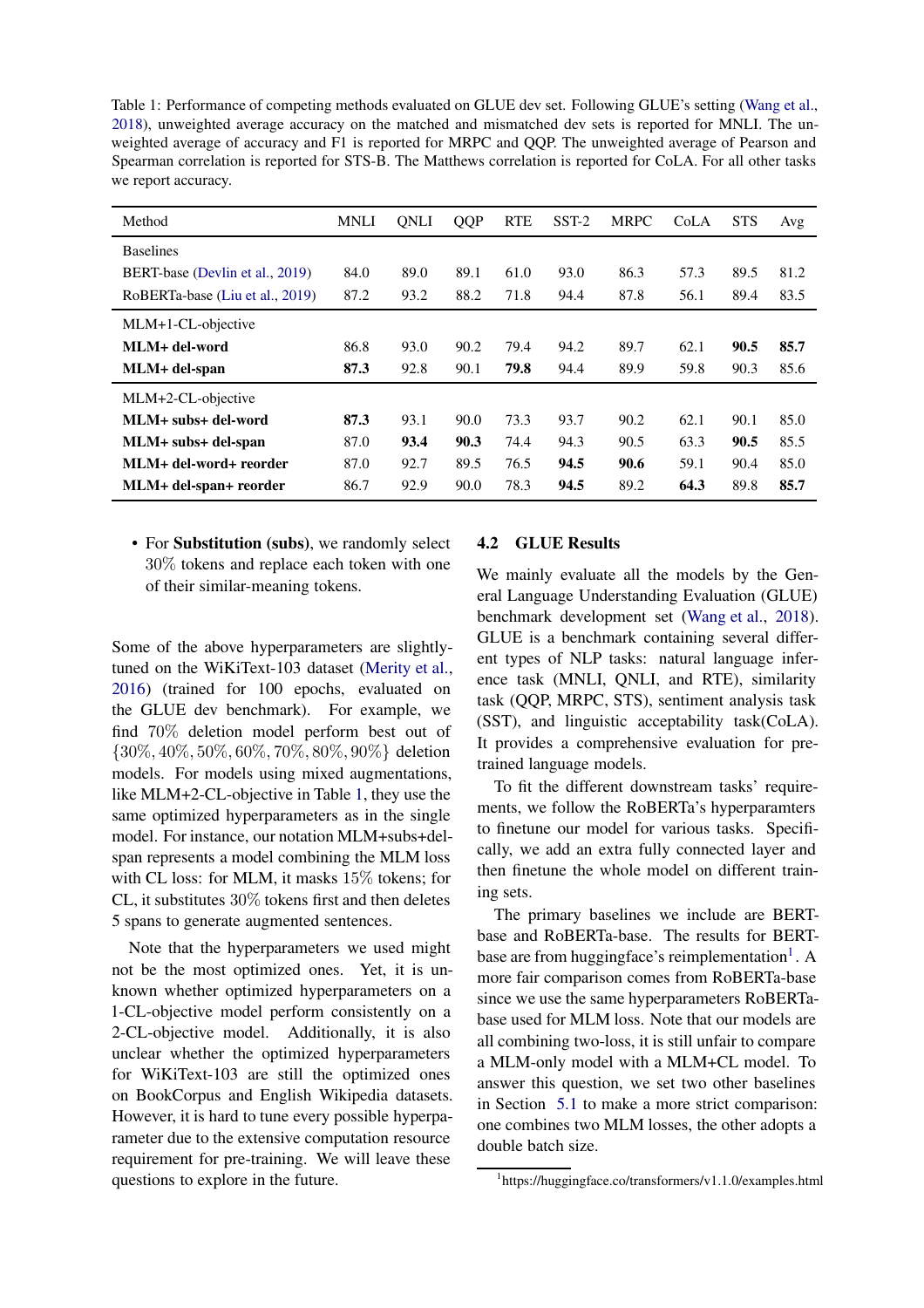Table 1: Performance of competing methods evaluated on GLUE dev set. Following GLUE's setting (Wang et al., 2018), unweighted average accuracy on the matched and mismatched dev sets is reported for MNLI. The unweighted average of accuracy and F1 is reported for MRPC and QQP. The unweighted average of Pearson and Spearman correlation is reported for STS-B. The Matthews correlation is reported for CoLA. For all other tasks we report accuracy.

| Method | MNLI | QNLI | QQP | RTE | SST-2 | MRPC | CoLA | STS | Avg |
|---|---|---|---|---|---|---|---|---|---|
| Baselines | | | | | | | | | |
| BERT-base (Devlin et al., 2019) | 84.0 | 89.0 | 89.1 | 61.0 | 93.0 | 86.3 | 57.3 | 89.5 | 81.2 |
| RoBERTa-base (Liu et al., 2019) | 87.2 | 93.2 | 88.2 | 71.8 | 94.4 | 87.8 | 56.1 | 89.4 | 83.5 |
| MLM+1-CL-objective | | | | | | | | | |
| **MLM+ del-word** | 86.8 | 93.0 | 90.2 | 79.4 | 94.2 | 89.7 | 62.1 | **90.5** | **85.7** |
| **MLM+ del-span** | **87.3** | 92.8 | 90.1 | **79.8** | 94.4 | 89.9 | 59.8 | 90.3 | 85.6 |
| MLM+2-CL-objective | | | | | | | | | |
| **MLM+ subs+ del-word** | **87.3** | 93.1 | 90.0 | 73.3 | 93.7 | 90.2 | 62.1 | 90.1 | 85.0 |
| **MLM+ subs+ del-span** | 87.0 | **93.4** | **90.3** | 74.4 | 94.3 | 90.5 | 63.3 | **90.5** | 85.5 |
| **MLM+ del-word+ reorder** | 87.0 | 92.7 | 89.5 | 76.5 | **94.5** | **90.6** | 59.1 | 90.4 | 85.0 |
| **MLM+ del-span+ reorder** | 86.7 | 92.9 | 90.0 | 78.3 | **94.5** | 89.2 | **64.3** | 89.8 | **85.7** |

- For **Substitution (subs)**, we randomly select 30% tokens and replace each token with one of their similar-meaning tokens.

Some of the above hyperparameters are slightly-tuned on the WiKiText-103 dataset (Merity et al., 2016) (trained for 100 epochs, evaluated on the GLUE dev benchmark). For example, we find 70% deletion model perform best out of $\{30\%, 40\%, 50\%, 60\%, 70\%, 80\%, 90\%\}$ deletion models. For models using mixed augmentations, like MLM+2-CL-objective in Table 1, they use the same optimized hyperparameters as in the single model. For instance, our notation MLM+subs+del-span represents a model combining the MLM loss with CL loss: for MLM, it masks 15% tokens; for CL, it substitutes 30% tokens first and then deletes 5 spans to generate augmented sentences.

Note that the hyperparameters we used might not be the most optimized ones. Yet, it is unknown whether optimized hyperparameters on a 1-CL-objective model perform consistently on a 2-CL-objective model. Additionally, it is also unclear whether the optimized hyperparameters for WiKiText-103 are still the optimized ones on BookCorpus and English Wikipedia datasets. However, it is hard to tune every possible hyperparameter due to the extensive computation resource requirement for pre-training. We will leave these questions to explore in the future.

## 4.2 GLUE Results

We mainly evaluate all the models by the General Language Understanding Evaluation (GLUE) benchmark development set (Wang et al., 2018). GLUE is a benchmark containing several different types of NLP tasks: natural language inference task (MNLI, QNLI, and RTE), similarity task (QQP, MRPC, STS), sentiment analysis task (SST), and linguistic acceptability task(CoLA). It provides a comprehensive evaluation for pre-trained language models.

To fit the different downstream tasks' requirements, we follow the RoBERTa's hyperparamters to finetune our model for various tasks. Specifically, we add an extra fully connected layer and then finetune the whole model on different training sets.

The primary baselines we include are BERT-base and RoBERTa-base. The results for BERT-base are from huggingface's reimplementation[1]. A more fair comparison comes from RoBERTa-base since we use the same hyperparameters RoBERTa-base used for MLM loss. Note that our models are all combining two-loss, it is still unfair to compare a MLM-only model with a MLM+CL model. To answer this question, we set two other baselines in Section 5.1 to make a more strict comparison: one combines two MLM losses, the other adopts a double batch size.

[1] https://huggingface.co/transformers/v1.1.0/examples.html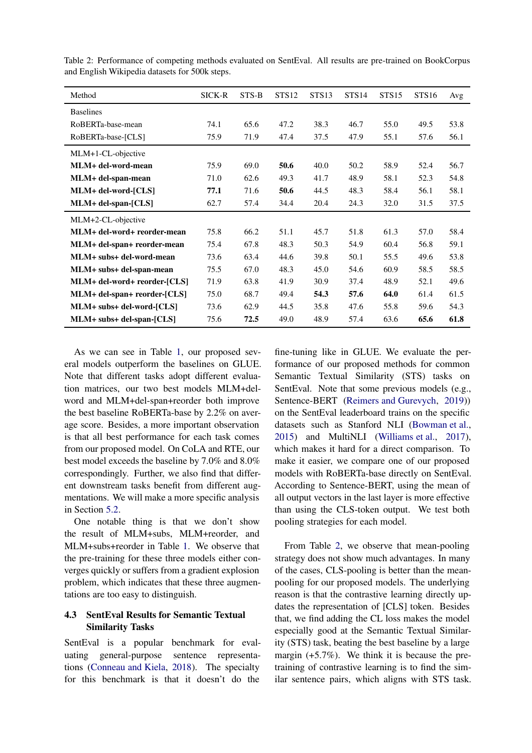Table 2: Performance of competing methods evaluated on SentEval. All results are pre-trained on BookCorpus and English Wikipedia datasets for 500k steps.

| Method | SICK-R | STS-B | STS12 | STS13 | STS14 | STS15 | STS16 | Avg |
|---|---|---|---|---|---|---|---|---|
| Baselines | | | | | | | | |
| RoBERTa-base-mean | 74.1 | 65.6 | 47.2 | 38.3 | 46.7 | 55.0 | 49.5 | 53.8 |
| RoBERTa-base-[CLS] | 75.9 | 71.9 | 47.4 | 37.5 | 47.9 | 55.1 | 57.6 | 56.1 |
| MLM+1-CL-objective | | | | | | | | |
| **MLM+ del-word-mean** | 75.9 | 69.0 | **50.6** | 40.0 | 50.2 | 58.9 | 52.4 | 56.7 |
| **MLM+ del-span-mean** | 71.0 | 62.6 | 49.3 | 41.7 | 48.9 | 58.1 | 52.3 | 54.8 |
| **MLM+ del-word-[CLS]** | **77.1** | 71.6 | **50.6** | 44.5 | 48.3 | 58.4 | 56.1 | 58.1 |
| **MLM+ del-span-[CLS]** | 62.7 | 57.4 | 34.4 | 20.4 | 24.3 | 32.0 | 31.5 | 37.5 |
| MLM+2-CL-objective | | | | | | | | |
| **MLM+ del-word+ reorder-mean** | 75.8 | 66.2 | 51.1 | 45.7 | 51.8 | 61.3 | 57.0 | 58.4 |
| **MLM+ del-span+ reorder-mean** | 75.4 | 67.8 | 48.3 | 50.3 | 54.9 | 60.4 | 56.8 | 59.1 |
| **MLM+ subs+ del-word-mean** | 73.6 | 63.4 | 44.6 | 39.8 | 50.1 | 55.5 | 49.6 | 53.8 |
| **MLM+ subs+ del-span-mean** | 75.5 | 67.0 | 48.3 | 45.0 | 54.6 | 60.9 | 58.5 | 58.5 |
| **MLM+ del-word+ reorder-[CLS]** | 71.9 | 63.8 | 41.9 | 30.9 | 37.4 | 48.9 | 52.1 | 49.6 |
| **MLM+ del-span+ reorder-[CLS]** | 75.0 | 68.7 | 49.4 | **54.3** | **57.6** | **64.0** | 61.4 | 61.5 |
| **MLM+ subs+ del-word-[CLS]** | 73.6 | 62.9 | 44.5 | 35.8 | 47.6 | 55.8 | 59.6 | 54.3 |
| **MLM+ subs+ del-span-[CLS]** | 75.6 | **72.5** | 49.0 | 48.9 | 57.4 | 63.6 | **65.6** | **61.8** |

As we can see in Table 1, our proposed several models outperform the baselines on GLUE. Note that different tasks adopt different evaluation matrices, our two best models MLM+del-word and MLM+del-span+reorder both improve the best baseline RoBERTa-base by 2.2% on average score. Besides, a more important observation is that all best performance for each task comes from our proposed model. On CoLA and RTE, our best model exceeds the baseline by 7.0% and 8.0% correspondingly. Further, we also find that different downstream tasks benefit from different augmentations. We will make a more specific analysis in Section 5.2.

One notable thing is that we don't show the result of MLM+subs, MLM+reorder, and MLM+subs+reorder in Table 1. We observe that the pre-training for these three models either converges quickly or suffers from a gradient explosion problem, which indicates that these three augmentations are too easy to distinguish.

### 4.3 SentEval Results for Semantic Textual Similarity Tasks

SentEval is a popular benchmark for evaluating general-purpose sentence representations (Conneau and Kiela, 2018). The specialty for this benchmark is that it doesn't do the fine-tuning like in GLUE. We evaluate the performance of our proposed methods for common Semantic Textual Similarity (STS) tasks on SentEval. Note that some previous models (e.g., Sentence-BERT (Reimers and Gurevych, 2019)) on the SentEval leaderboard trains on the specific datasets such as Stanford NLI (Bowman et al., 2015) and MultiNLI (Williams et al., 2017), which makes it hard for a direct comparison. To make it easier, we compare one of our proposed models with RoBERTa-base directly on SentEval. According to Sentence-BERT, using the mean of all output vectors in the last layer is more effective than using the CLS-token output. We test both pooling strategies for each model.

From Table 2, we observe that mean-pooling strategy does not show much advantages. In many of the cases, CLS-pooling is better than the mean-pooling for our proposed models. The underlying reason is that the contrastive learning directly updates the representation of [CLS] token. Besides that, we find adding the CL loss makes the model especially good at the Semantic Textual Similarity (STS) task, beating the best baseline by a large margin (+5.7%). We think it is because the pre-training of contrastive learning is to find the similar sentence pairs, which aligns with STS task.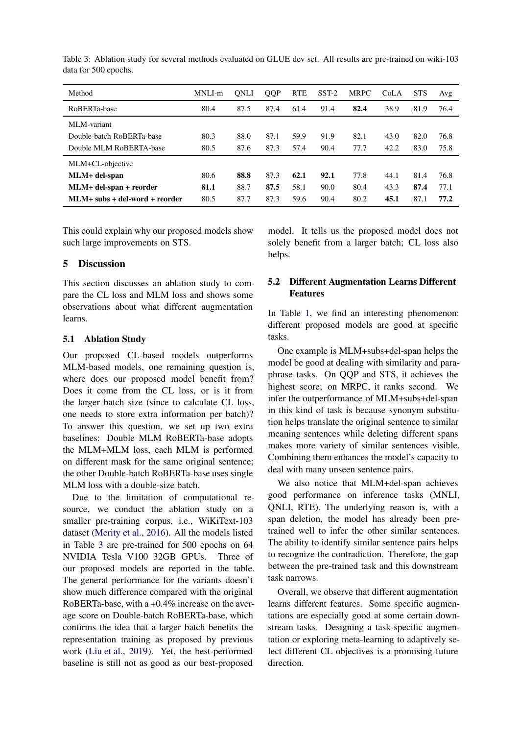Table 3: Ablation study for several methods evaluated on GLUE dev set. All results are pre-trained on wiki-103 data for 500 epochs.

| Method | MNLI-m | QNLI | QQP | RTE | SST-2 | MRPC | CoLA | STS | Avg |
|---|---|---|---|---|---|---|---|---|---|
| RoBERTa-base | 80.4 | 87.5 | 87.4 | 61.4 | 91.4 | **82.4** | 38.9 | 81.9 | 76.4 |
| MLM-variant | | | | | | | | | |
| Double-batch RoBERTa-base | 80.3 | 88.0 | 87.1 | 59.9 | 91.9 | 82.1 | 43.0 | 82.0 | 76.8 |
| Double MLM RoBERTA-base | 80.5 | 87.6 | 87.3 | 57.4 | 90.4 | 77.7 | 42.2 | 83.0 | 75.8 |
| MLM+CL-objective | | | | | | | | | |
| **MLM+ del-span** | 80.6 | **88.8** | 87.3 | **62.1** | **92.1** | 77.8 | 44.1 | 81.4 | 76.8 |
| **MLM+ del-span + reorder** | **81.1** | 88.7 | **87.5** | 58.1 | 90.0 | 80.4 | 43.3 | **87.4** | 77.1 |
| **MLM+ subs + del-word + reorder** | 80.5 | 87.7 | 87.3 | 59.6 | 90.4 | 80.2 | **45.1** | 87.1 | **77.2** |

This could explain why our proposed models show such large improvements on STS.

## 5 Discussion

This section discusses an ablation study to compare the CL loss and MLM loss and shows some observations about what different augmentation learns.

### 5.1 Ablation Study

Our proposed CL-based models outperforms MLM-based models, one remaining question is, where does our proposed model benefit from? Does it come from the CL loss, or is it from the larger batch size (since to calculate CL loss, one needs to store extra information per batch)? To answer this question, we set up two extra baselines: Double MLM RoBERTa-base adopts the MLM+MLM loss, each MLM is performed on different mask for the same original sentence; the other Double-batch RoBERTa-base uses single MLM loss with a double-size batch.

Due to the limitation of computational resource, we conduct the ablation study on a smaller pre-training corpus, i.e., WiKiText-103 dataset (Merity et al., 2016). All the models listed in Table 3 are pre-trained for 500 epochs on 64 NVIDIA Tesla V100 32GB GPUs. Three of our proposed models are reported in the table. The general performance for the variants doesn't show much difference compared with the original RoBERTa-base, with a +0.4% increase on the average score on Double-batch RoBERTa-base, which confirms the idea that a larger batch benefits the representation training as proposed by previous work (Liu et al., 2019). Yet, the best-performed baseline is still not as good as our best-proposed model. It tells us the proposed model does not solely benefit from a larger batch; CL loss also helps.

### 5.2 Different Augmentation Learns Different Features

In Table 1, we find an interesting phenomenon: different proposed models are good at specific tasks.

One example is MLM+subs+del-span helps the model be good at dealing with similarity and paraphrase tasks. On QQP and STS, it achieves the highest score; on MRPC, it ranks second. We infer the outperformance of MLM+subs+del-span in this kind of task is because synonym substitution helps translate the original sentence to similar meaning sentences while deleting different spans makes more variety of similar sentences visible. Combining them enhances the model's capacity to deal with many unseen sentence pairs.

We also notice that MLM+del-span achieves good performance on inference tasks (MNLI, QNLI, RTE). The underlying reason is, with a span deletion, the model has already been pre-trained well to infer the other similar sentences. The ability to identify similar sentence pairs helps to recognize the contradiction. Therefore, the gap between the pre-trained task and this downstream task narrows.

Overall, we observe that different augmentation learns different features. Some specific augmentations are especially good at some certain downstream tasks. Designing a task-specific augmentation or exploring meta-learning to adaptively select different CL objectives is a promising future direction.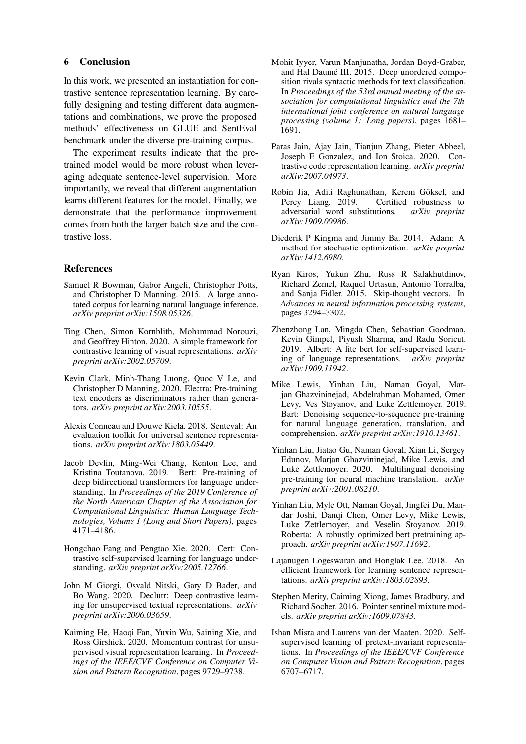## 6 Conclusion

In this work, we presented an instantiation for contrastive sentence representation learning. By carefully designing and testing different data augmentations and combinations, we prove the proposed methods' effectiveness on GLUE and SentEval benchmark under the diverse pre-training corpus.

The experiment results indicate that the pretrained model would be more robust when leveraging adequate sentence-level supervision. More importantly, we reveal that different augmentation learns different features for the model. Finally, we demonstrate that the performance improvement comes from both the larger batch size and the contrastive loss.

## References

Samuel R Bowman, Gabor Angeli, Christopher Potts, and Christopher D Manning. 2015. A large annotated corpus for learning natural language inference. *arXiv preprint arXiv:1508.05326*.

Ting Chen, Simon Kornblith, Mohammad Norouzi, and Geoffrey Hinton. 2020. A simple framework for contrastive learning of visual representations. *arXiv preprint arXiv:2002.05709*.

Kevin Clark, Minh-Thang Luong, Quoc V Le, and Christopher D Manning. 2020. Electra: Pre-training text encoders as discriminators rather than generators. *arXiv preprint arXiv:2003.10555*.

Alexis Conneau and Douwe Kiela. 2018. Senteval: An evaluation toolkit for universal sentence representations. *arXiv preprint arXiv:1803.05449*.

Jacob Devlin, Ming-Wei Chang, Kenton Lee, and Kristina Toutanova. 2019. Bert: Pre-training of deep bidirectional transformers for language understanding. In *Proceedings of the 2019 Conference of the North American Chapter of the Association for Computational Linguistics: Human Language Technologies, Volume 1 (Long and Short Papers)*, pages 4171–4186.

Hongchao Fang and Pengtao Xie. 2020. Cert: Contrastive self-supervised learning for language understanding. *arXiv preprint arXiv:2005.12766*.

John M Giorgi, Osvald Nitski, Gary D Bader, and Bo Wang. 2020. Declutr: Deep contrastive learning for unsupervised textual representations. *arXiv preprint arXiv:2006.03659*.

Kaiming He, Haoqi Fan, Yuxin Wu, Saining Xie, and Ross Girshick. 2020. Momentum contrast for unsupervised visual representation learning. In *Proceedings of the IEEE/CVF Conference on Computer Vision and Pattern Recognition*, pages 9729–9738.

Mohit Iyyer, Varun Manjunatha, Jordan Boyd-Graber, and Hal Daumé III. 2015. Deep unordered composition rivals syntactic methods for text classification. In *Proceedings of the 53rd annual meeting of the association for computational linguistics and the 7th international joint conference on natural language processing (volume 1: Long papers)*, pages 1681–1691.

Paras Jain, Ajay Jain, Tianjun Zhang, Pieter Abbeel, Joseph E Gonzalez, and Ion Stoica. 2020. Contrastive code representation learning. *arXiv preprint arXiv:2007.04973*.

Robin Jia, Aditi Raghunathan, Kerem Göksel, and Percy Liang. 2019. Certified robustness to adversarial word substitutions. *arXiv preprint arXiv:1909.00986*.

Diederik P Kingma and Jimmy Ba. 2014. Adam: A method for stochastic optimization. *arXiv preprint arXiv:1412.6980*.

Ryan Kiros, Yukun Zhu, Russ R Salakhutdinov, Richard Zemel, Raquel Urtasun, Antonio Torralba, and Sanja Fidler. 2015. Skip-thought vectors. In *Advances in neural information processing systems*, pages 3294–3302.

Zhenzhong Lan, Mingda Chen, Sebastian Goodman, Kevin Gimpel, Piyush Sharma, and Radu Soricut. 2019. Albert: A lite bert for self-supervised learning of language representations. *arXiv preprint arXiv:1909.11942*.

Mike Lewis, Yinhan Liu, Naman Goyal, Marjan Ghazvininejad, Abdelrahman Mohamed, Omer Levy, Ves Stoyanov, and Luke Zettlemoyer. 2019. Bart: Denoising sequence-to-sequence pre-training for natural language generation, translation, and comprehension. *arXiv preprint arXiv:1910.13461*.

Yinhan Liu, Jiatao Gu, Naman Goyal, Xian Li, Sergey Edunov, Marjan Ghazvininejad, Mike Lewis, and Luke Zettlemoyer. 2020. Multilingual denoising pre-training for neural machine translation. *arXiv preprint arXiv:2001.08210*.

Yinhan Liu, Myle Ott, Naman Goyal, Jingfei Du, Mandar Joshi, Danqi Chen, Omer Levy, Mike Lewis, Luke Zettlemoyer, and Veselin Stoyanov. 2019. Roberta: A robustly optimized bert pretraining approach. *arXiv preprint arXiv:1907.11692*.

Lajanugen Logeswaran and Honglak Lee. 2018. An efficient framework for learning sentence representations. *arXiv preprint arXiv:1803.02893*.

Stephen Merity, Caiming Xiong, James Bradbury, and Richard Socher. 2016. Pointer sentinel mixture models. *arXiv preprint arXiv:1609.07843*.

Ishan Misra and Laurens van der Maaten. 2020. Self-supervised learning of pretext-invariant representations. In *Proceedings of the IEEE/CVF Conference on Computer Vision and Pattern Recognition*, pages 6707–6717.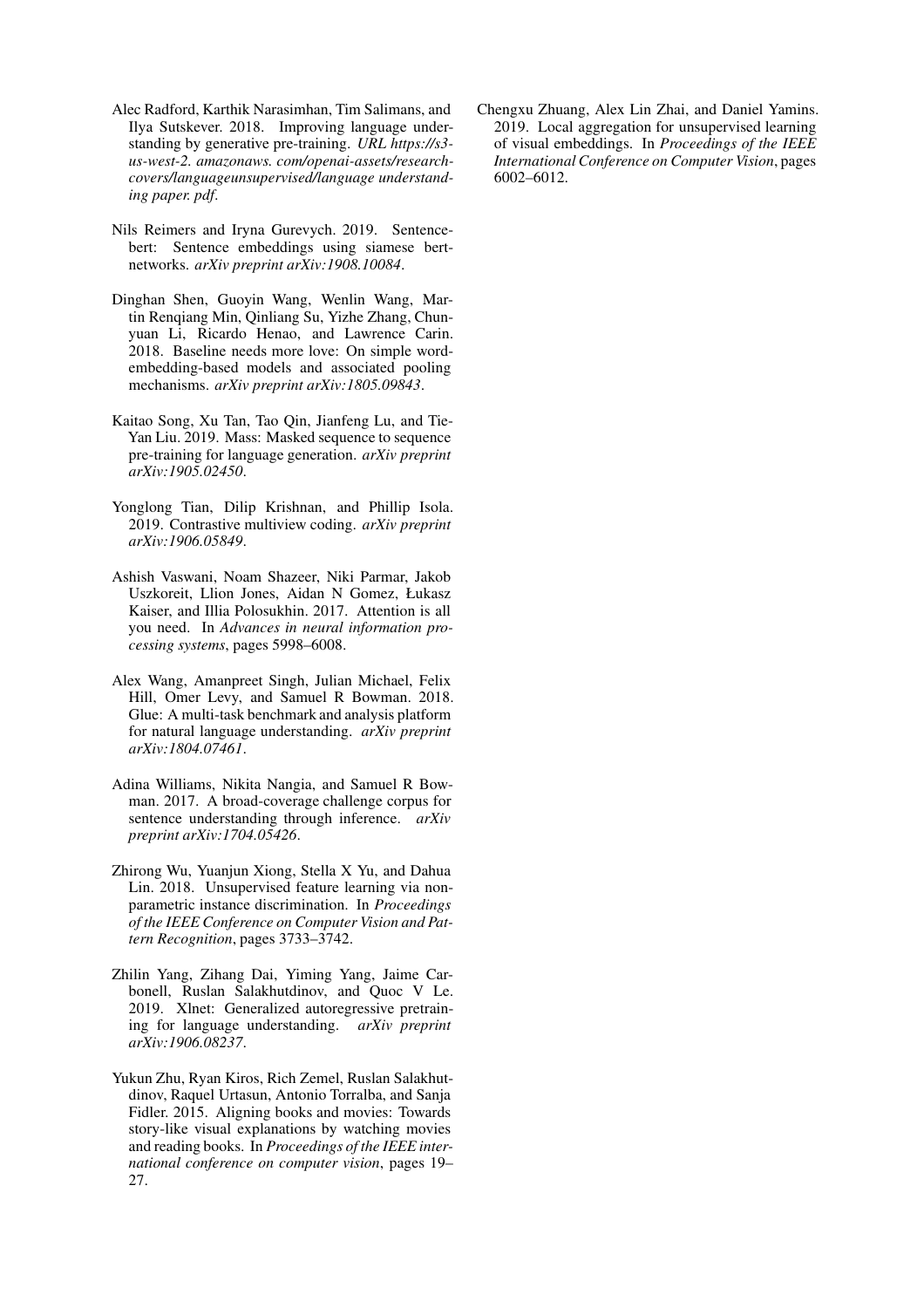Alec Radford, Karthik Narasimhan, Tim Salimans, and Ilya Sutskever. 2018. Improving language understanding by generative pre-training. *URL https://s3-us-west-2. amazonaws. com/openai-assets/research-covers/languageunsupervised/language understanding paper. pdf*.

Nils Reimers and Iryna Gurevych. 2019. Sentence-bert: Sentence embeddings using siamese bert-networks. *arXiv preprint arXiv:1908.10084*.

Dinghan Shen, Guoyin Wang, Wenlin Wang, Martin Renqiang Min, Qinliang Su, Yizhe Zhang, Chunyuan Li, Ricardo Henao, and Lawrence Carin. 2018. Baseline needs more love: On simple word-embedding-based models and associated pooling mechanisms. *arXiv preprint arXiv:1805.09843*.

Kaitao Song, Xu Tan, Tao Qin, Jianfeng Lu, and Tie-Yan Liu. 2019. Mass: Masked sequence to sequence pre-training for language generation. *arXiv preprint arXiv:1905.02450*.

Yonglong Tian, Dilip Krishnan, and Phillip Isola. 2019. Contrastive multiview coding. *arXiv preprint arXiv:1906.05849*.

Ashish Vaswani, Noam Shazeer, Niki Parmar, Jakob Uszkoreit, Llion Jones, Aidan N Gomez, Łukasz Kaiser, and Illia Polosukhin. 2017. Attention is all you need. In *Advances in neural information processing systems*, pages 5998–6008.

Alex Wang, Amanpreet Singh, Julian Michael, Felix Hill, Omer Levy, and Samuel R Bowman. 2018. Glue: A multi-task benchmark and analysis platform for natural language understanding. *arXiv preprint arXiv:1804.07461*.

Adina Williams, Nikita Nangia, and Samuel R Bowman. 2017. A broad-coverage challenge corpus for sentence understanding through inference. *arXiv preprint arXiv:1704.05426*.

Zhirong Wu, Yuanjun Xiong, Stella X Yu, and Dahua Lin. 2018. Unsupervised feature learning via non-parametric instance discrimination. In *Proceedings of the IEEE Conference on Computer Vision and Pattern Recognition*, pages 3733–3742.

Zhilin Yang, Zihang Dai, Yiming Yang, Jaime Carbonell, Ruslan Salakhutdinov, and Quoc V Le. 2019. Xlnet: Generalized autoregressive pretraining for language understanding. *arXiv preprint arXiv:1906.08237*.

Yukun Zhu, Ryan Kiros, Rich Zemel, Ruslan Salakhutdinov, Raquel Urtasun, Antonio Torralba, and Sanja Fidler. 2015. Aligning books and movies: Towards story-like visual explanations by watching movies and reading books. In *Proceedings of the IEEE international conference on computer vision*, pages 19–27.

Chengxu Zhuang, Alex Lin Zhai, and Daniel Yamins. 2019. Local aggregation for unsupervised learning of visual embeddings. In *Proceedings of the IEEE International Conference on Computer Vision*, pages 6002–6012.